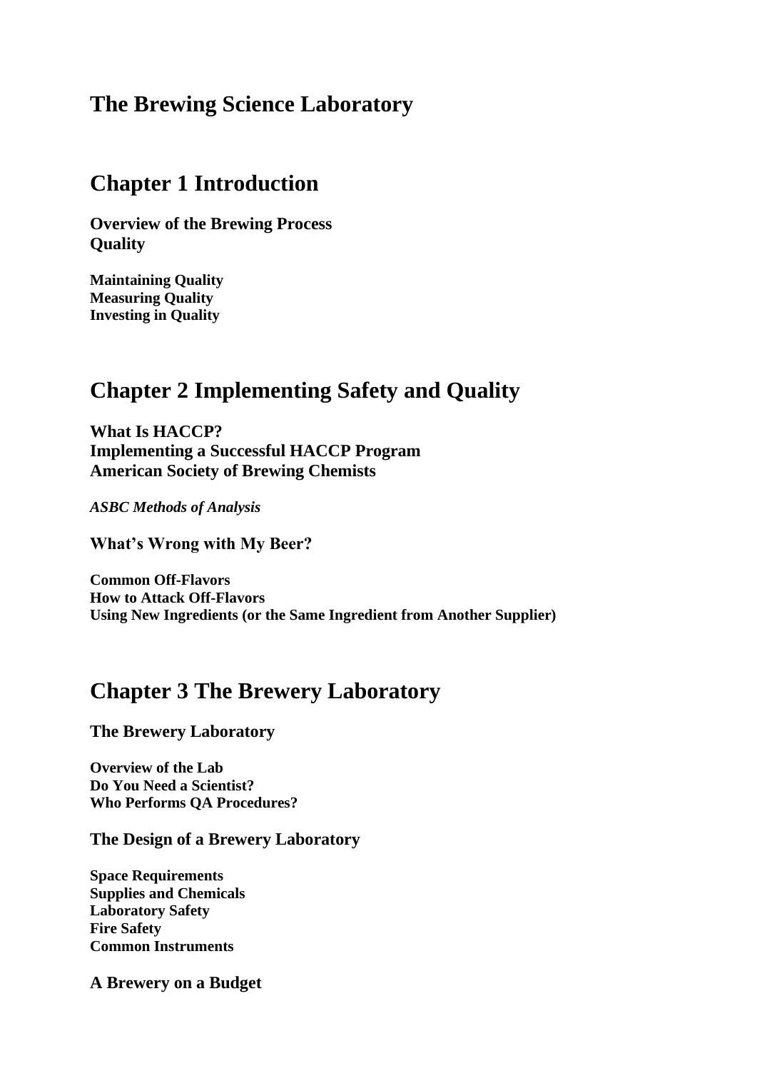# The Brewing Science Laboratory

## Chapter 1 Introduction

### Overview of the Brewing Process

### Quality

#### Maintaining Quality

#### Measuring Quality

#### Investing in Quality

## Chapter 2 Implementing Safety and Quality

### What Is HACCP?

### Implementing a Successful HACCP Program

### American Society of Brewing Chemists

***ASBC Methods of Analysis***

### What's Wrong with My Beer?

#### Common Off-Flavors

#### How to Attack Off-Flavors

#### Using New Ingredients (or the Same Ingredient from Another Supplier)

## Chapter 3 The Brewery Laboratory

### The Brewery Laboratory

#### Overview of the Lab

#### Do You Need a Scientist?

#### Who Performs QA Procedures?

### The Design of a Brewery Laboratory

#### Space Requirements

#### Supplies and Chemicals

#### Laboratory Safety

#### Fire Safety

#### Common Instruments

### A Brewery on a Budget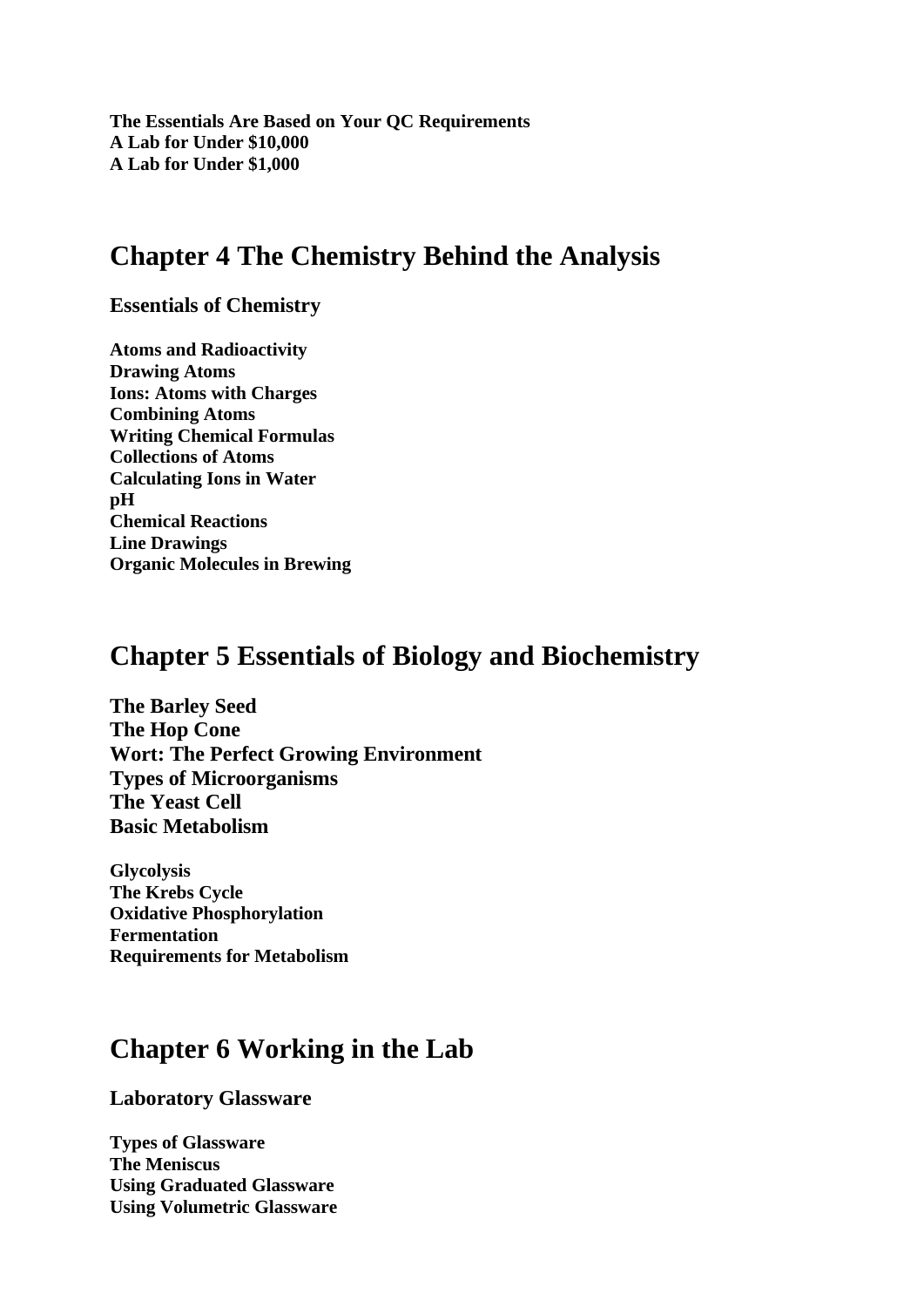**The Essentials Are Based on Your QC Requirements**
**A Lab for Under $10,000**
**A Lab for Under $1,000**

## Chapter 4 The Chemistry Behind the Analysis

### Essentials of Chemistry

**Atoms and Radioactivity**
**Drawing Atoms**
**Ions: Atoms with Charges**
**Combining Atoms**
**Writing Chemical Formulas**
**Collections of Atoms**
**Calculating Ions in Water**
**pH**
**Chemical Reactions**
**Line Drawings**
**Organic Molecules in Brewing**

## Chapter 5 Essentials of Biology and Biochemistry

### The Barley Seed
### The Hop Cone
### Wort: The Perfect Growing Environment
### Types of Microorganisms
### The Yeast Cell
### Basic Metabolism

**Glycolysis**
**The Krebs Cycle**
**Oxidative Phosphorylation**
**Fermentation**
**Requirements for Metabolism**

## Chapter 6 Working in the Lab

### Laboratory Glassware

**Types of Glassware**
**The Meniscus**
**Using Graduated Glassware**
**Using Volumetric Glassware**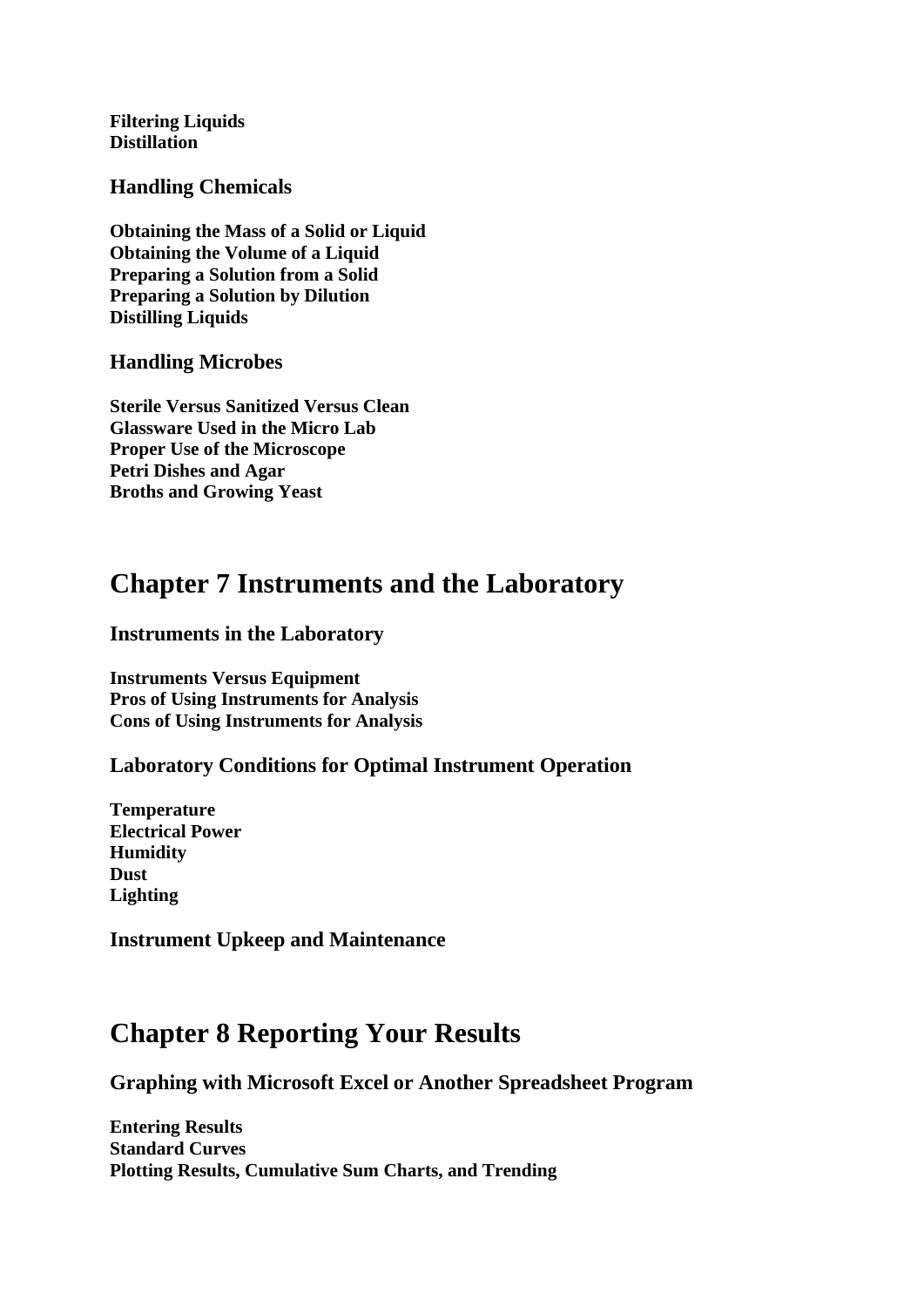**Filtering Liquids**
**Distillation**

### Handling Chemicals

**Obtaining the Mass of a Solid or Liquid**
**Obtaining the Volume of a Liquid**
**Preparing a Solution from a Solid**
**Preparing a Solution by Dilution**
**Distilling Liquids**

### Handling Microbes

**Sterile Versus Sanitized Versus Clean**
**Glassware Used in the Micro Lab**
**Proper Use of the Microscope**
**Petri Dishes and Agar**
**Broths and Growing Yeast**

## Chapter 7 Instruments and the Laboratory

### Instruments in the Laboratory

**Instruments Versus Equipment**
**Pros of Using Instruments for Analysis**
**Cons of Using Instruments for Analysis**

### Laboratory Conditions for Optimal Instrument Operation

**Temperature**
**Electrical Power**
**Humidity**
**Dust**
**Lighting**

### Instrument Upkeep and Maintenance

## Chapter 8 Reporting Your Results

### Graphing with Microsoft Excel or Another Spreadsheet Program

**Entering Results**
**Standard Curves**
**Plotting Results, Cumulative Sum Charts, and Trending**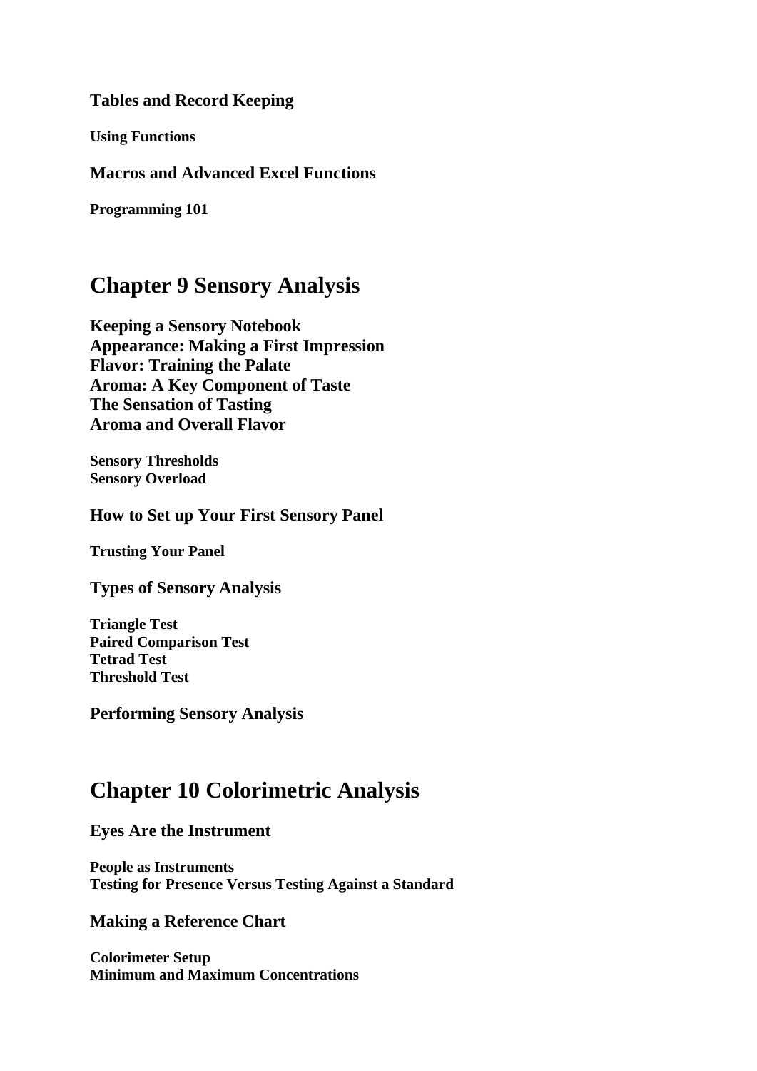### Tables and Record Keeping

#### Using Functions

### Macros and Advanced Excel Functions

#### Programming 101

## Chapter 9 Sensory Analysis

### Keeping a Sensory Notebook
### Appearance: Making a First Impression
### Flavor: Training the Palate
### Aroma: A Key Component of Taste
### The Sensation of Tasting
### Aroma and Overall Flavor

#### Sensory Thresholds
#### Sensory Overload

### How to Set up Your First Sensory Panel

#### Trusting Your Panel

### Types of Sensory Analysis

#### Triangle Test
#### Paired Comparison Test
#### Tetrad Test
#### Threshold Test

### Performing Sensory Analysis

## Chapter 10 Colorimetric Analysis

### Eyes Are the Instrument

#### People as Instruments
#### Testing for Presence Versus Testing Against a Standard

### Making a Reference Chart

#### Colorimeter Setup
#### Minimum and Maximum Concentrations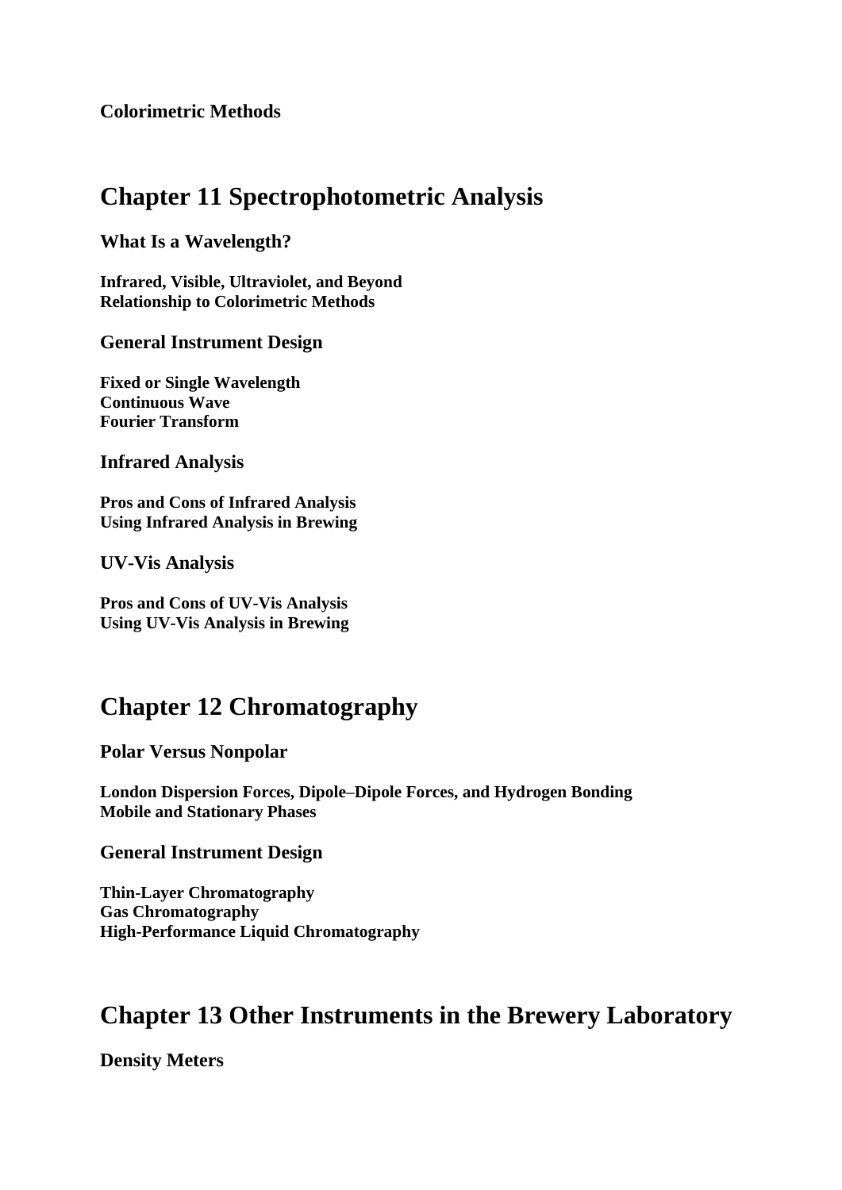### Colorimetric Methods

## Chapter 11 Spectrophotometric Analysis

### What Is a Wavelength?

#### Infrared, Visible, Ultraviolet, and Beyond
#### Relationship to Colorimetric Methods

### General Instrument Design

#### Fixed or Single Wavelength
#### Continuous Wave
#### Fourier Transform

### Infrared Analysis

#### Pros and Cons of Infrared Analysis
#### Using Infrared Analysis in Brewing

### UV-Vis Analysis

#### Pros and Cons of UV-Vis Analysis
#### Using UV-Vis Analysis in Brewing

## Chapter 12 Chromatography

### Polar Versus Nonpolar

#### London Dispersion Forces, Dipole–Dipole Forces, and Hydrogen Bonding
#### Mobile and Stationary Phases

### General Instrument Design

#### Thin-Layer Chromatography
#### Gas Chromatography
#### High-Performance Liquid Chromatography

## Chapter 13 Other Instruments in the Brewery Laboratory

### Density Meters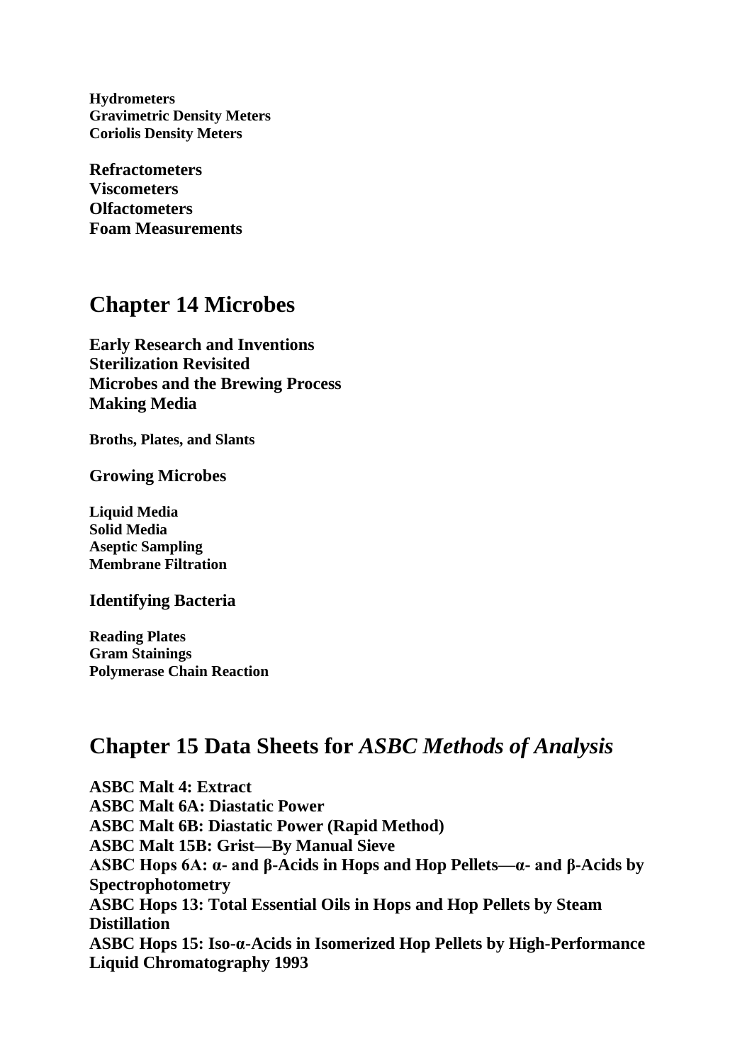**Hydrometers**
**Gravimetric Density Meters**
**Coriolis Density Meters**

**Refractometers**
**Viscometers**
**Olfactometers**
**Foam Measurements**

## Chapter 14 Microbes

**Early Research and Inventions**
**Sterilization Revisited**
**Microbes and the Brewing Process**
**Making Media**

**Broths, Plates, and Slants**

**Growing Microbes**

**Liquid Media**
**Solid Media**
**Aseptic Sampling**
**Membrane Filtration**

**Identifying Bacteria**

**Reading Plates**
**Gram Stainings**
**Polymerase Chain Reaction**

## Chapter 15 Data Sheets for *ASBC Methods of Analysis*

**ASBC Malt 4: Extract**
**ASBC Malt 6A: Diastatic Power**
**ASBC Malt 6B: Diastatic Power (Rapid Method)**
**ASBC Malt 15B: Grist—By Manual Sieve**
**ASBC Hops 6A: α- and β-Acids in Hops and Hop Pellets—α- and β-Acids by Spectrophotometry**
**ASBC Hops 13: Total Essential Oils in Hops and Hop Pellets by Steam Distillation**
**ASBC Hops 15: Iso-α-Acids in Isomerized Hop Pellets by High-Performance Liquid Chromatography 1993**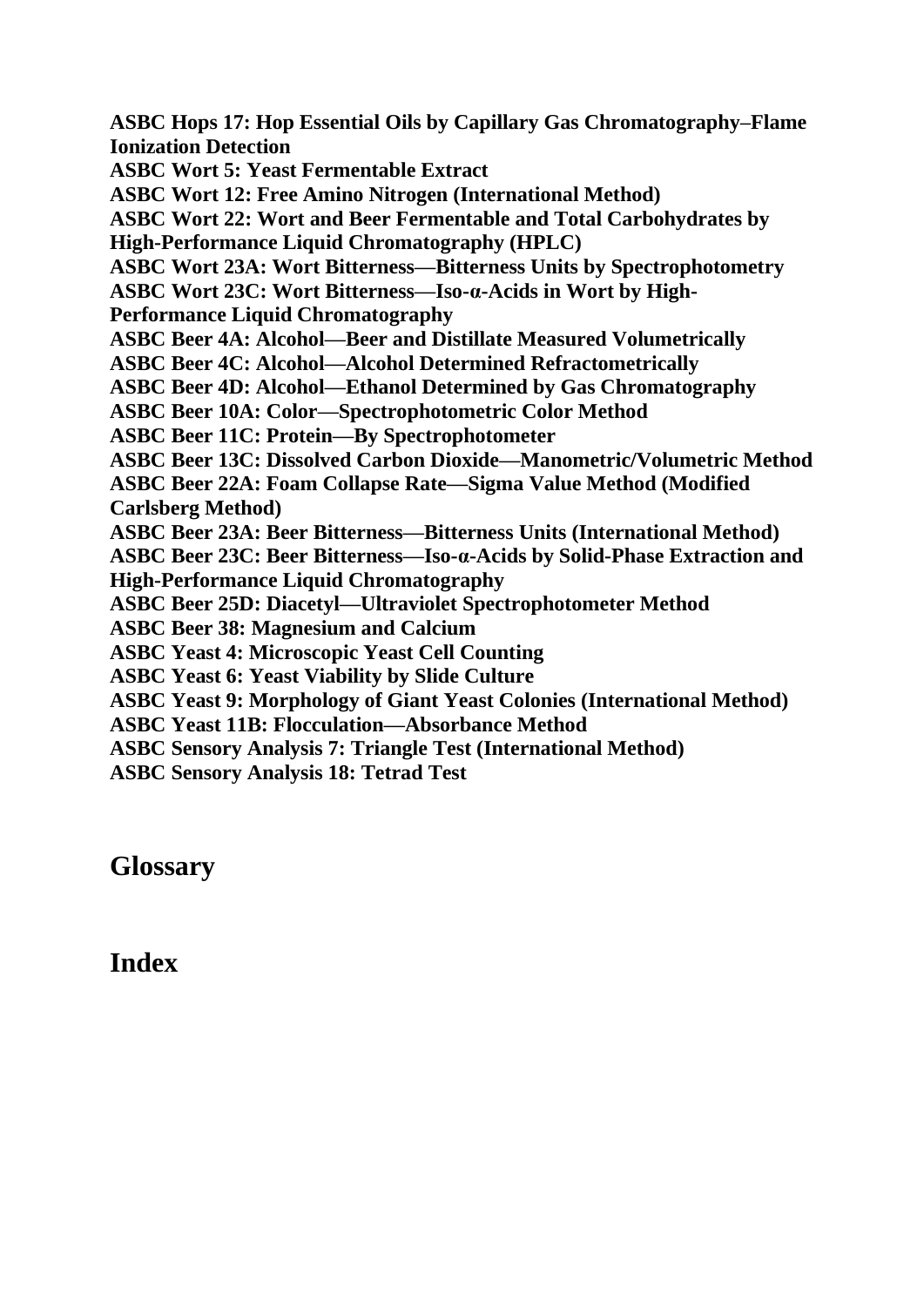**ASBC Hops 17: Hop Essential Oils by Capillary Gas Chromatography–Flame Ionization Detection**
**ASBC Wort 5: Yeast Fermentable Extract**
**ASBC Wort 12: Free Amino Nitrogen (International Method)**
**ASBC Wort 22: Wort and Beer Fermentable and Total Carbohydrates by High-Performance Liquid Chromatography (HPLC)**
**ASBC Wort 23A: Wort Bitterness—Bitterness Units by Spectrophotometry**
**ASBC Wort 23C: Wort Bitterness—Iso-α-Acids in Wort by High-Performance Liquid Chromatography**
**ASBC Beer 4A: Alcohol—Beer and Distillate Measured Volumetrically**
**ASBC Beer 4C: Alcohol—Alcohol Determined Refractometrically**
**ASBC Beer 4D: Alcohol—Ethanol Determined by Gas Chromatography**
**ASBC Beer 10A: Color—Spectrophotometric Color Method**
**ASBC Beer 11C: Protein—By Spectrophotometer**
**ASBC Beer 13C: Dissolved Carbon Dioxide—Manometric/Volumetric Method**
**ASBC Beer 22A: Foam Collapse Rate—Sigma Value Method (Modified Carlsberg Method)**
**ASBC Beer 23A: Beer Bitterness—Bitterness Units (International Method)**
**ASBC Beer 23C: Beer Bitterness—Iso-α-Acids by Solid-Phase Extraction and High-Performance Liquid Chromatography**
**ASBC Beer 25D: Diacetyl—Ultraviolet Spectrophotometer Method**
**ASBC Beer 38: Magnesium and Calcium**
**ASBC Yeast 4: Microscopic Yeast Cell Counting**
**ASBC Yeast 6: Yeast Viability by Slide Culture**
**ASBC Yeast 9: Morphology of Giant Yeast Colonies (International Method)**
**ASBC Yeast 11B: Flocculation—Absorbance Method**
**ASBC Sensory Analysis 7: Triangle Test (International Method)**
**ASBC Sensory Analysis 18: Tetrad Test**

## Glossary

## Index